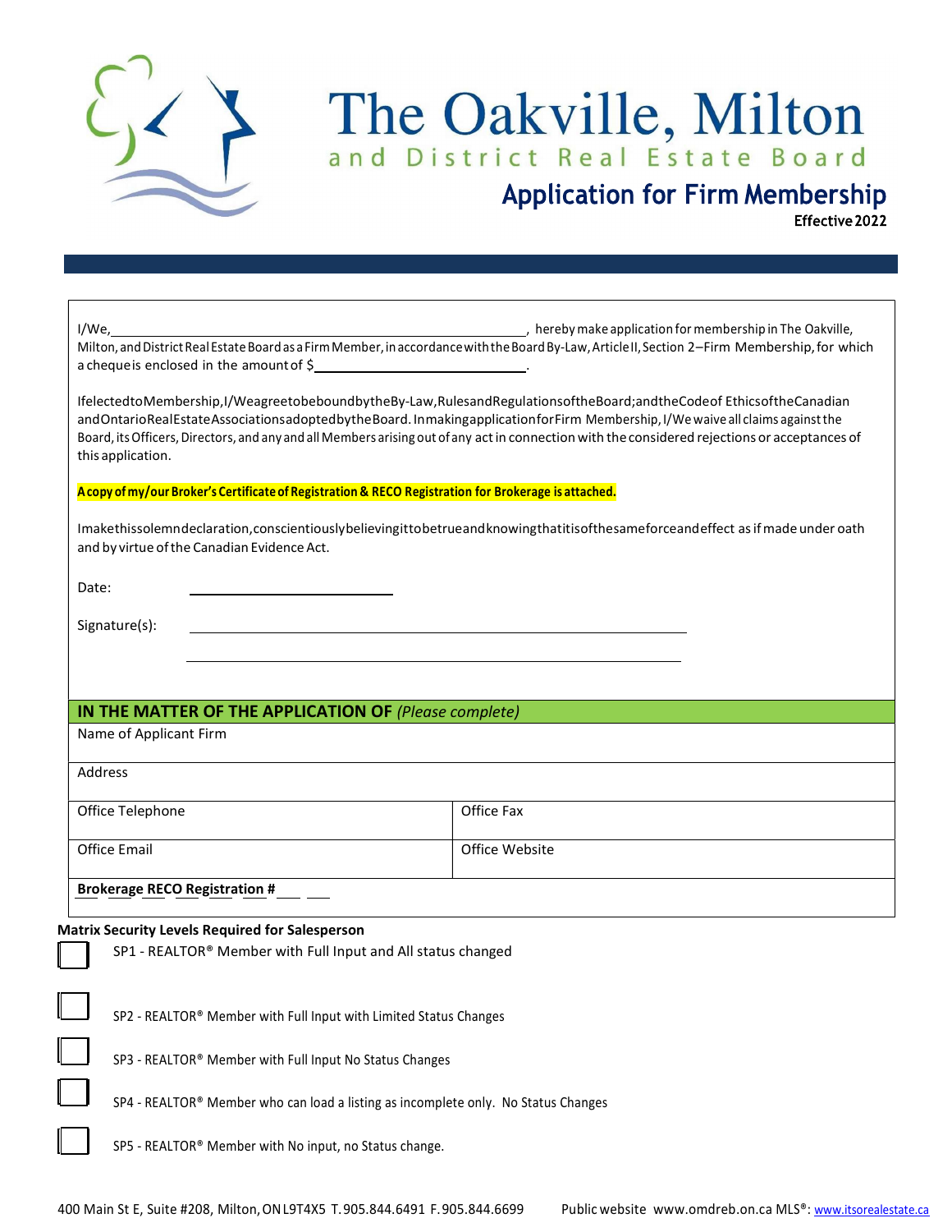# The Oakville, Milton and District Real Estate Board

## Application for Firm Membership

Effective 2022

I/We, ______________________________, hereby make application for membership in The Oakville, Milton, and District Real Estate Board as a Firm Member, in accordance with the Board By-Law, Article II, Section 2–Firm Membership, for which a cheque is enclosed in the amount of $______________.

If elected to Membership, I/We agree to be bound by the By-Law, Rules and Regulations of the Board; and the Code of Ethics of the Canadian and Ontario Real Estate Associations adopted by the Board. In making application for Firm Membership, I/We waive all claims against the Board, its Officers, Directors, and any and all Members arising out of any act in connection with the considered rejections or acceptances of this application.

**A copy of my/our Broker's Certificate of Registration & RECO Registration for Brokerage is attached.**

I make this solemn declaration, conscientiously believing it to be true and knowing that it is of the same force and effect as if made under oath and by virtue of the Canadian Evidence Act.

Date: ______________________

Signature(s): ______________________________________

______________________________________

| **IN THE MATTER OF THE APPLICATION OF** *(Please complete)* | |
|---|---|
| Name of Applicant Firm | |
| Address | |
| Office Telephone | Office Fax |
| Office Email | Office Website |
| **Brokerage RECO Registration #** | |

**Matrix Security Levels Required for Salesperson**

- ☐ SP1 - REALTOR® Member with Full Input and All status changed
- ☐ SP2 - REALTOR® Member with Full Input with Limited Status Changes
- ☐ SP3 - REALTOR® Member with Full Input No Status Changes
- ☐ SP4 - REALTOR® Member who can load a listing as incomplete only. No Status Changes
- ☐ SP5 - REALTOR® Member with No input, no Status change.

400 Main St E, Suite #208, Milton, ON L9T4X5 T. 905.844.6491 F. 905.844.6699 Public website www.omdreb.on.ca MLS®: www.itsorealestate.ca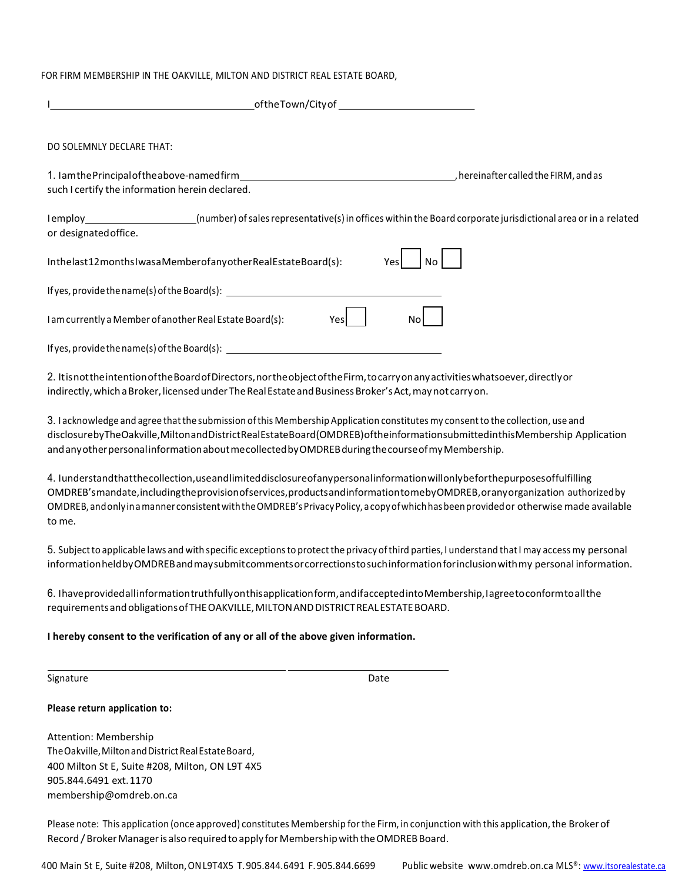FOR FIRM MEMBERSHIP IN THE OAKVILLE, MILTON AND DISTRICT REAL ESTATE BOARD,

I_____________________________________of the Town/City of ________________________

DO SOLEMNLY DECLARE THAT:

1. I am the Principal of the above-named firm ________________________________________, hereinafter called the FIRM, and as such I certify the information herein declared.

I employ ____________________(number) of sales representative(s) in offices within the Board corporate jurisdictional area or in a related or designated office.

In the last 12 months I was a Member of any other Real Estate Board(s): Yes ☐ No ☐

If yes, provide the name(s) of the Board(s): ________________________________________

I am currently a Member of another Real Estate Board(s): Yes ☐ No ☐

If yes, provide the name(s) of the Board(s): ________________________________________

2. It is not the intention of the Board of Directors, nor the object of the Firm, to carry on any activities whatsoever, directly or indirectly, which a Broker, licensed under The Real Estate and Business Broker's Act, may not carry on.

3. I acknowledge and agree that the submission of this Membership Application constitutes my consent to the collection, use and disclosure by The Oakville, Milton and District Real Estate Board (OMDREB) of the information submitted in this Membership Application and any other personal information about me collected by OMDREB during the course of my Membership.

4. I understand that the collection, use and limited disclosure of any personal information will only be for the purposes of fulfilling OMDREB's mandate, including the provision of services, products and information to me by OMDREB, or any organization authorized by OMDREB, and only in a manner consistent with the OMDREB's Privacy Policy, a copy of which has been provided or otherwise made available to me.

5. Subject to applicable laws and with specific exceptions to protect the privacy of third parties, I understand that I may access my personal information held by OMDREB and may submit comments or corrections to such information for inclusion with my personal information.

6. I have provided all information truthfully on this application form, and if accepted into Membership, I agree to conform to all the requirements and obligations of THE OAKVILLE, MILTON AND DISTRICT REAL ESTATE BOARD.

**I hereby consent to the verification of any or all of the above given information.**

________________________________________ ____________________________

Signature Date

**Please return application to:**

Attention: Membership
The Oakville, Milton and District Real Estate Board,
400 Milton St E, Suite #208, Milton, ON L9T 4X5
905.844.6491 ext. 1170
membership@omdreb.on.ca

Please note: This application (once approved) constitutes Membership for the Firm, in conjunction with this application, the Broker of Record / Broker Manager is also required to apply for Membership with the OMDREB Board.

400 Main St E, Suite #208, Milton, ON L9T4X5 T. 905.844.6491 F. 905.844.6699 Public website www.omdreb.on.ca MLS®: www.itsorealestate.ca